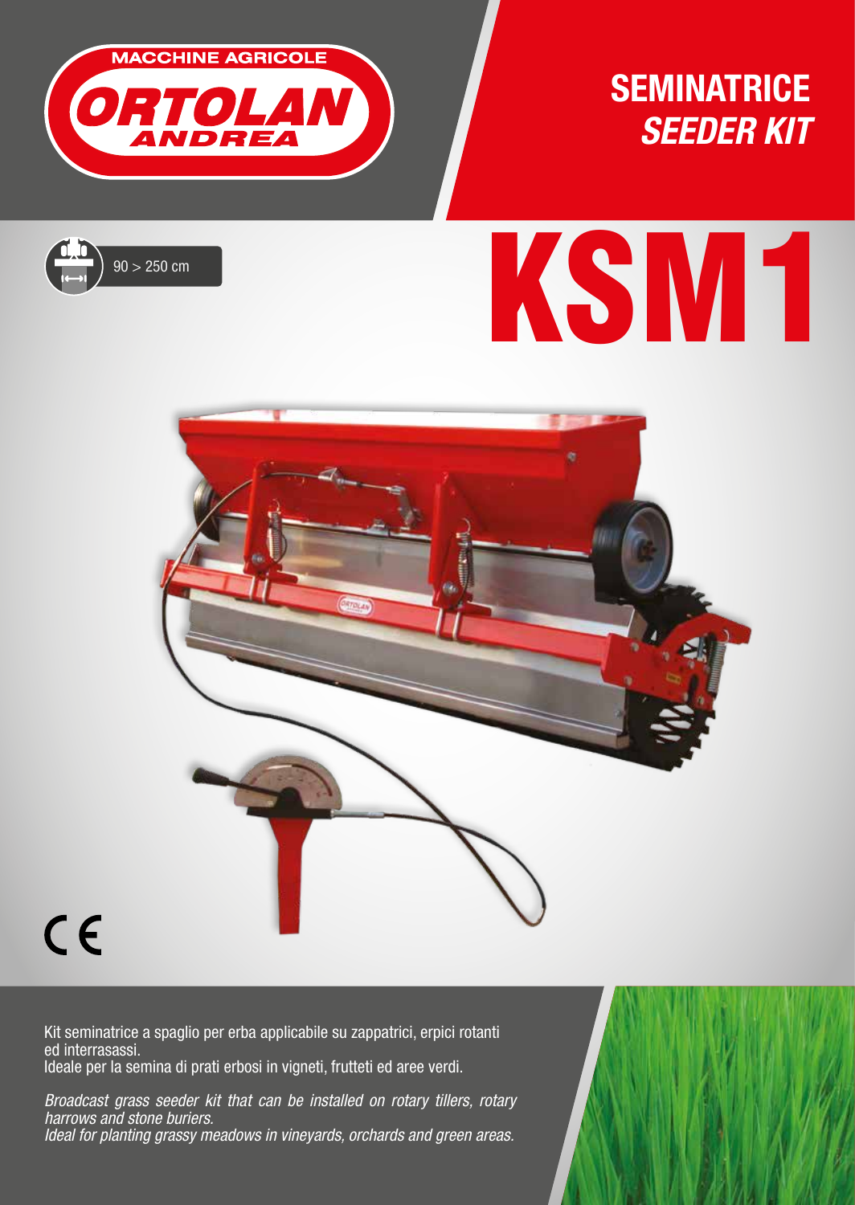MACCHINE AGRICOLE

ORTOLAN

ANDREA

# SEMINATRICE

## *SEEDER KIT*

90 > 250 cm

# KSM1

CE

Kit seminatrice a spaglio per erba applicabile su zappatrici, erpici rotanti ed interrasassi.
Ideale per la semina di prati erbosi in vigneti, frutteti ed aree verdi.

*Broadcast grass seeder kit that can be installed on rotary tillers, rotary harrows and stone buriers.*
*Ideal for planting grassy meadows in vineyards, orchards and green areas.*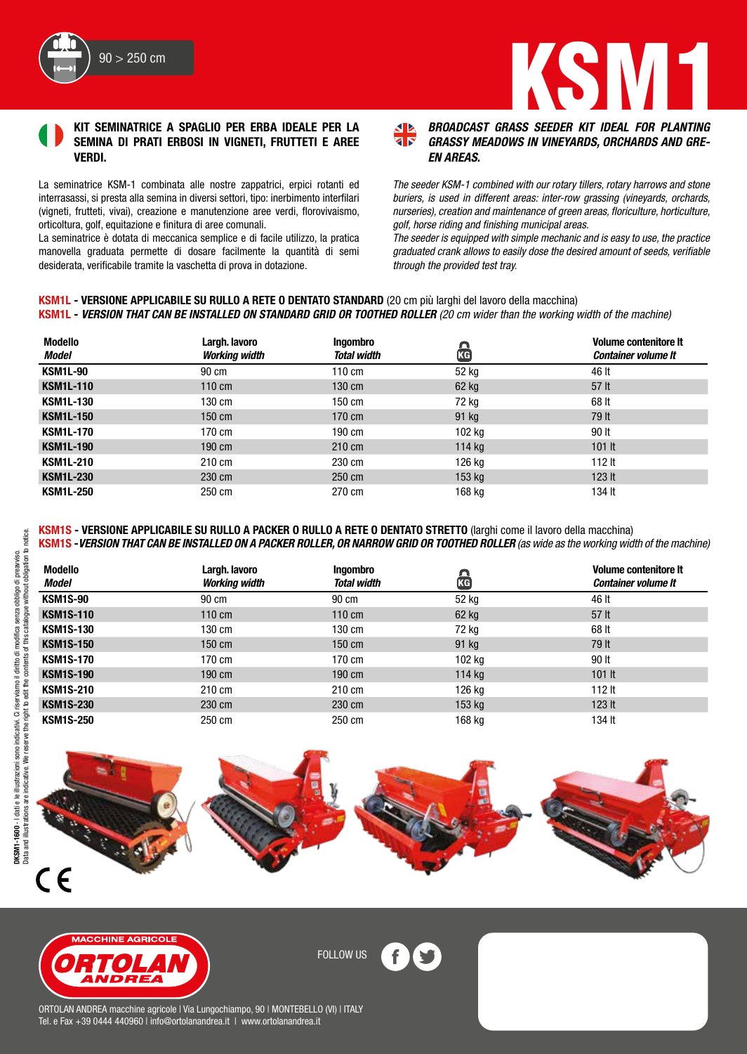90 > 250 cm

# KSM1

## KIT SEMINATRICE A SPAGLIO PER ERBA IDEALE PER LA SEMINA DI PRATI ERBOSI IN VIGNETI, FRUTTETI E AREE VERDI.

La seminatrice KSM-1 combinata alle nostre zappatrici, erpici rotanti ed interrasassi, si presta alla semina in diversi settori, tipo: inerbimento interfilari (vigneti, frutteti, vivai), creazione e manutenzione aree verdi, florovivaismo, orticoltura, golf, equitazione e finitura di aree comunali.
La seminatrice è dotata di meccanica semplice e di facile utilizzo, la pratica manovella graduata permette di dosare facilmente la quantità di semi desiderata, verificabile tramite la vaschetta di prova in dotazione.

## *BROADCAST GRASS SEEDER KIT IDEAL FOR PLANTING GRASSY MEADOWS IN VINEYARDS, ORCHARDS AND GREEN AREAS.*

*The seeder KSM-1 combined with our rotary tillers, rotary harrows and stone buriers, is used in different areas: inter-row grassing (vineyards, orchards, nurseries), creation and maintenance of green areas, floriculture, horticulture, golf, horse riding and finishing municipal areas.*
*The seeder is equipped with simple mechanic and is easy to use, the practice graduated crank allows to easily dose the desired amount of seeds, verificable through the provided test tray.*

**KSM1L - VERSIONE APPLICABILE SU RULLO A RETE O DENTATO STANDARD** (20 cm più larghi del lavoro della macchina)
**KSM1L - *VERSION THAT CAN BE INSTALLED ON STANDARD GRID OR TOOTHED ROLLER*** *(20 cm wider than the working width of the machine)*

| Modello *Model* | Largh. lavoro *Working width* | Ingombro *Total width* | KG | Volume contenitore lt *Container volume lt* |
|---|---|---|---|---|
| **KSM1L-90** | 90 cm | 110 cm | 52 kg | 46 lt |
| **KSM1L-110** | 110 cm | 130 cm | 62 kg | 57 lt |
| **KSM1L-130** | 130 cm | 150 cm | 72 kg | 68 lt |
| **KSM1L-150** | 150 cm | 170 cm | 91 kg | 79 lt |
| **KSM1L-170** | 170 cm | 190 cm | 102 kg | 90 lt |
| **KSM1L-190** | 190 cm | 210 cm | 114 kg | 101 lt |
| **KSM1L-210** | 210 cm | 230 cm | 126 kg | 112 lt |
| **KSM1L-230** | 230 cm | 250 cm | 153 kg | 123 lt |
| **KSM1L-250** | 250 cm | 270 cm | 168 kg | 134 lt |

**KSM1S - VERSIONE APPLICABILE SU RULLO A PACKER O RULLO A RETE O DENTATO STRETTO** (larghi come il lavoro della macchina)
**KSM1S - *VERSION THAT CAN BE INSTALLED ON A PACKER ROLLER, OR NARROW GRID OR TOOTHED ROLLER*** *(as wide as the working width of the machine)*

| Modello *Model* | Largh. lavoro *Working width* | Ingombro *Total width* | KG | Volume contenitore lt *Container volume lt* |
|---|---|---|---|---|
| **KSM1S-90** | 90 cm | 90 cm | 52 kg | 46 lt |
| **KSM1S-110** | 110 cm | 110 cm | 62 kg | 57 lt |
| **KSM1S-130** | 130 cm | 130 cm | 72 kg | 68 lt |
| **KSM1S-150** | 150 cm | 150 cm | 91 kg | 79 lt |
| **KSM1S-170** | 170 cm | 170 cm | 102 kg | 90 lt |
| **KSM1S-190** | 190 cm | 190 cm | 114 kg | 101 lt |
| **KSM1S-210** | 210 cm | 210 cm | 126 kg | 112 lt |
| **KSM1S-230** | 230 cm | 230 cm | 153 kg | 123 lt |
| **KSM1S-250** | 250 cm | 250 cm | 168 kg | 134 lt |

**DKSM1-1600** - I dati e le illustrazioni sono indicativi. Ci riserviamo il diritto di modifica senza obbligo di preavviso.
Data and illustrations are indicative. We reserve the right to edit the contents of this catalogue without obligation to notice.

CE

MACCHINE AGRICOLE ORTOLAN ANDREA

FOLLOW US

ORTOLAN ANDREA macchine agricole | Via Lungochiampo, 90 | MONTEBELLO (VI) | ITALY
Tel. e Fax +39 0444 440960 | info@ortolanandrea.it | www.ortolanandrea.it